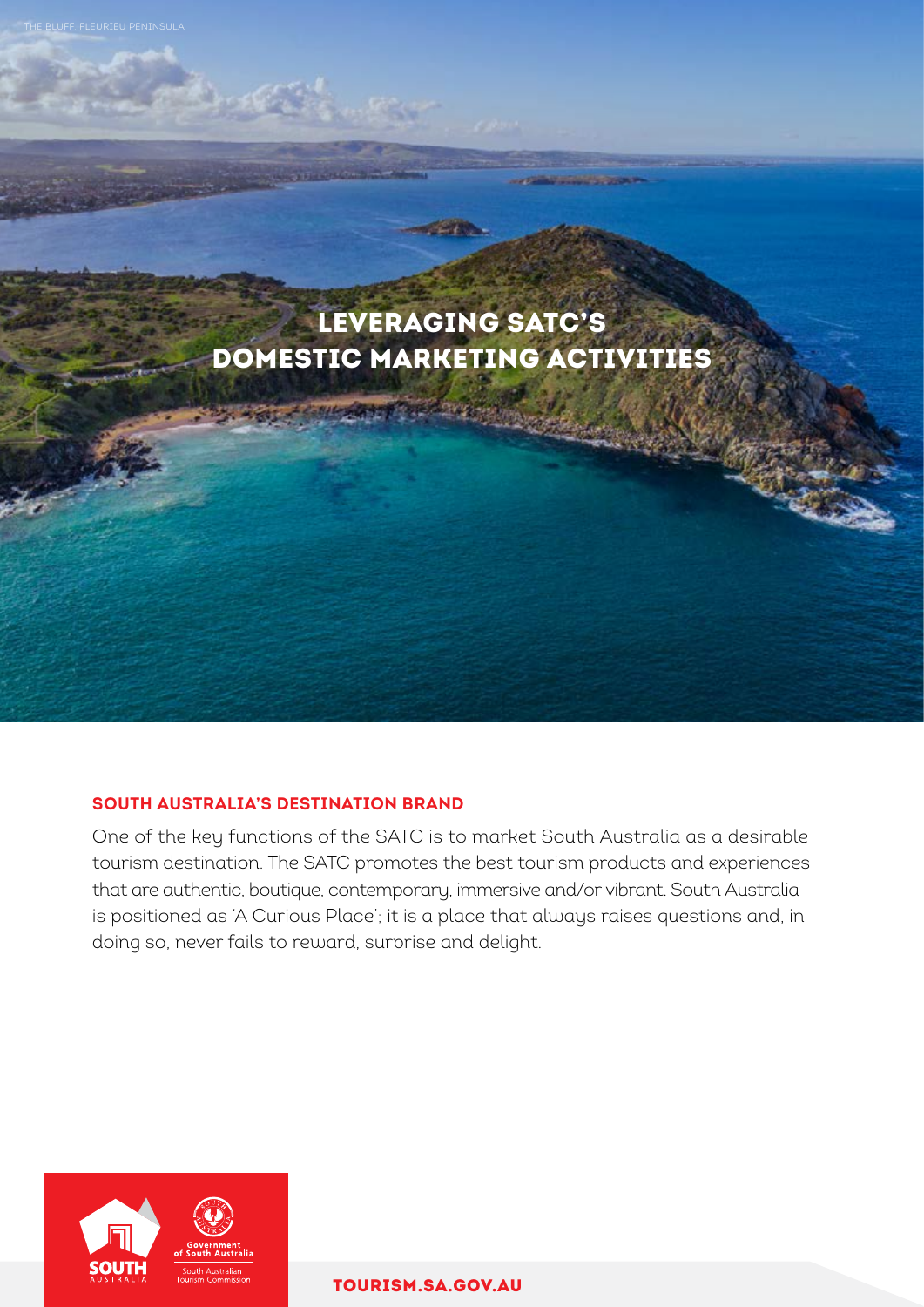THE BLUFF, FLEURIEU PENINSULA

# LEVERAGING SATC'S DOMESTIC MARKETING ACTIVITIES

## SOUTH AUSTRALIA'S DESTINATION BRAND

One of the key functions of the SATC is to market South Australia as a desirable tourism destination. The SATC promotes the best tourism products and experiences that are authentic, boutique, contemporary, immersive and/or vibrant. South Australia is positioned as 'A Curious Place'; it is a place that always raises questions and, in doing so, never fails to reward, surprise and delight.

**TOURISM.SA.GOV.AU**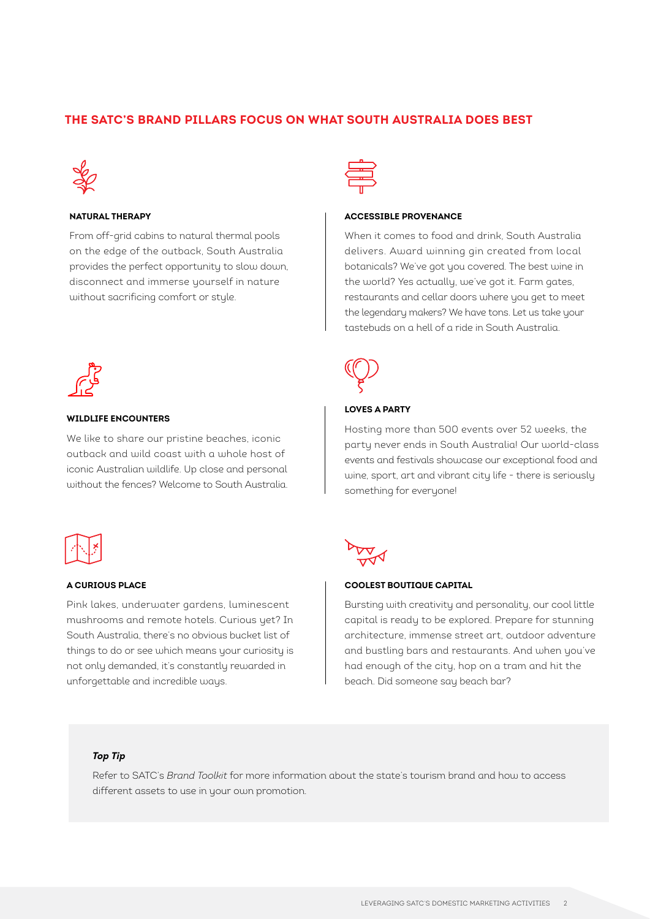## THE SATC'S BRAND PILLARS FOCUS ON WHAT SOUTH AUSTRALIA DOES BEST

### NATURAL THERAPY

From off-grid cabins to natural thermal pools on the edge of the outback, South Australia provides the perfect opportunity to slow down, disconnect and immerse yourself in nature without sacrificing comfort or style.

### ACCESSIBLE PROVENANCE

When it comes to food and drink, South Australia delivers. Award winning gin created from local botanicals? We've got you covered. The best wine in the world? Yes actually, we've got it. Farm gates, restaurants and cellar doors where you get to meet the legendary makers? We have tons. Let us take your tastebuds on a hell of a ride in South Australia.

### WILDLIFE ENCOUNTERS

We like to share our pristine beaches, iconic outback and wild coast with a whole host of iconic Australian wildlife. Up close and personal without the fences? Welcome to South Australia.

### LOVES A PARTY

Hosting more than 500 events over 52 weeks, the party never ends in South Australia! Our world-class events and festivals showcase our exceptional food and wine, sport, art and vibrant city life - there is seriously something for everyone!

### A CURIOUS PLACE

Pink lakes, underwater gardens, luminescent mushrooms and remote hotels. Curious yet? In South Australia, there's no obvious bucket list of things to do or see which means your curiosity is not only demanded, it's constantly rewarded in unforgettable and incredible ways.

### COOLEST BOUTIQUE CAPITAL

Bursting with creativity and personality, our cool little capital is ready to be explored. Prepare for stunning architecture, immense street art, outdoor adventure and bustling bars and restaurants. And when you've had enough of the city, hop on a tram and hit the beach. Did someone say beach bar?

***Top Tip***

Refer to SATC's *Brand Toolkit* for more information about the state's tourism brand and how to access different assets to use in your own promotion.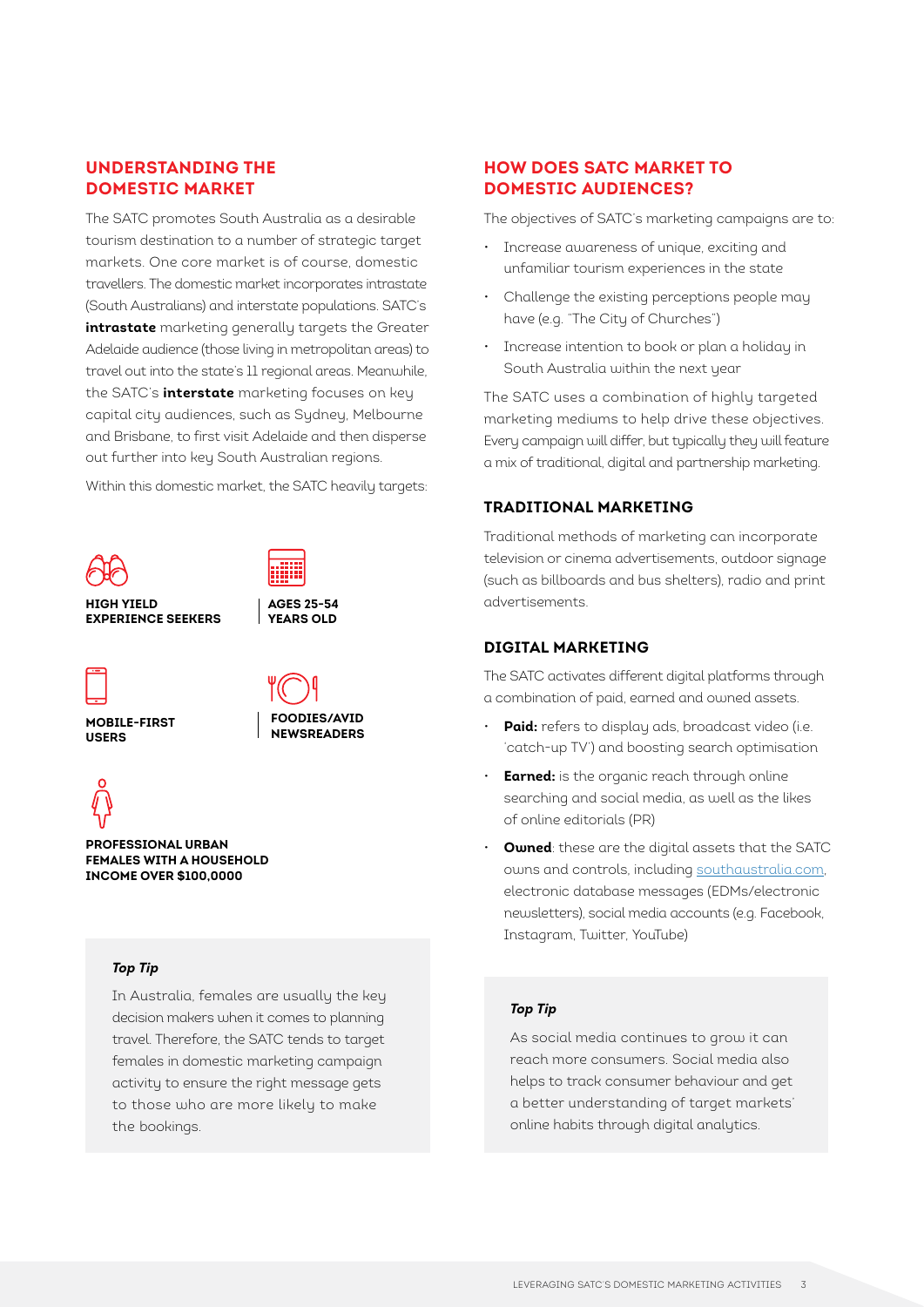## UNDERSTANDING THE DOMESTIC MARKET

The SATC promotes South Australia as a desirable tourism destination to a number of strategic target markets. One core market is of course, domestic travellers. The domestic market incorporates intrastate (South Australians) and interstate populations. SATC's **intrastate** marketing generally targets the Greater Adelaide audience (those living in metropolitan areas) to travel out into the state's 11 regional areas. Meanwhile, the SATC's **interstate** marketing focuses on key capital city audiences, such as Sydney, Melbourne and Brisbane, to first visit Adelaide and then disperse out further into key South Australian regions.

Within this domestic market, the SATC heavily targets:

- **HIGH YIELD EXPERIENCE SEEKERS**
- **AGES 25-54 YEARS OLD**
- **MOBILE-FIRST USERS**
- **FOODIES/AVID NEWSREADERS**
- **PROFESSIONAL URBAN FEMALES WITH A HOUSEHOLD INCOME OVER $100,0000**

> ***Top Tip***
>
> In Australia, females are usually the key decision makers when it comes to planning travel. Therefore, the SATC tends to target females in domestic marketing campaign activity to ensure the right message gets to those who are more likely to make the bookings.

## HOW DOES SATC MARKET TO DOMESTIC AUDIENCES?

The objectives of SATC's marketing campaigns are to:

- Increase awareness of unique, exciting and unfamiliar tourism experiences in the state
- Challenge the existing perceptions people may have (e.g. "The City of Churches")
- Increase intention to book or plan a holiday in South Australia within the next year

The SATC uses a combination of highly targeted marketing mediums to help drive these objectives. Every campaign will differ, but typically they will feature a mix of traditional, digital and partnership marketing.

### TRADITIONAL MARKETING

Traditional methods of marketing can incorporate television or cinema advertisements, outdoor signage (such as billboards and bus shelters), radio and print advertisements.

### DIGITAL MARKETING

The SATC activates different digital platforms through a combination of paid, earned and owned assets.

- **Paid:** refers to display ads, broadcast video (i.e. 'catch-up TV') and boosting search optimisation
- **Earned:** is the organic reach through online searching and social media, as well as the likes of online editorials (PR)
- **Owned**: these are the digital assets that the SATC owns and controls, including southaustralia.com, electronic database messages (EDMs/electronic newsletters), social media accounts (e.g. Facebook, Instagram, Twitter, YouTube)

> ***Top Tip***
>
> As social media continues to grow it can reach more consumers. Social media also helps to track consumer behaviour and get a better understanding of target markets' online habits through digital analytics.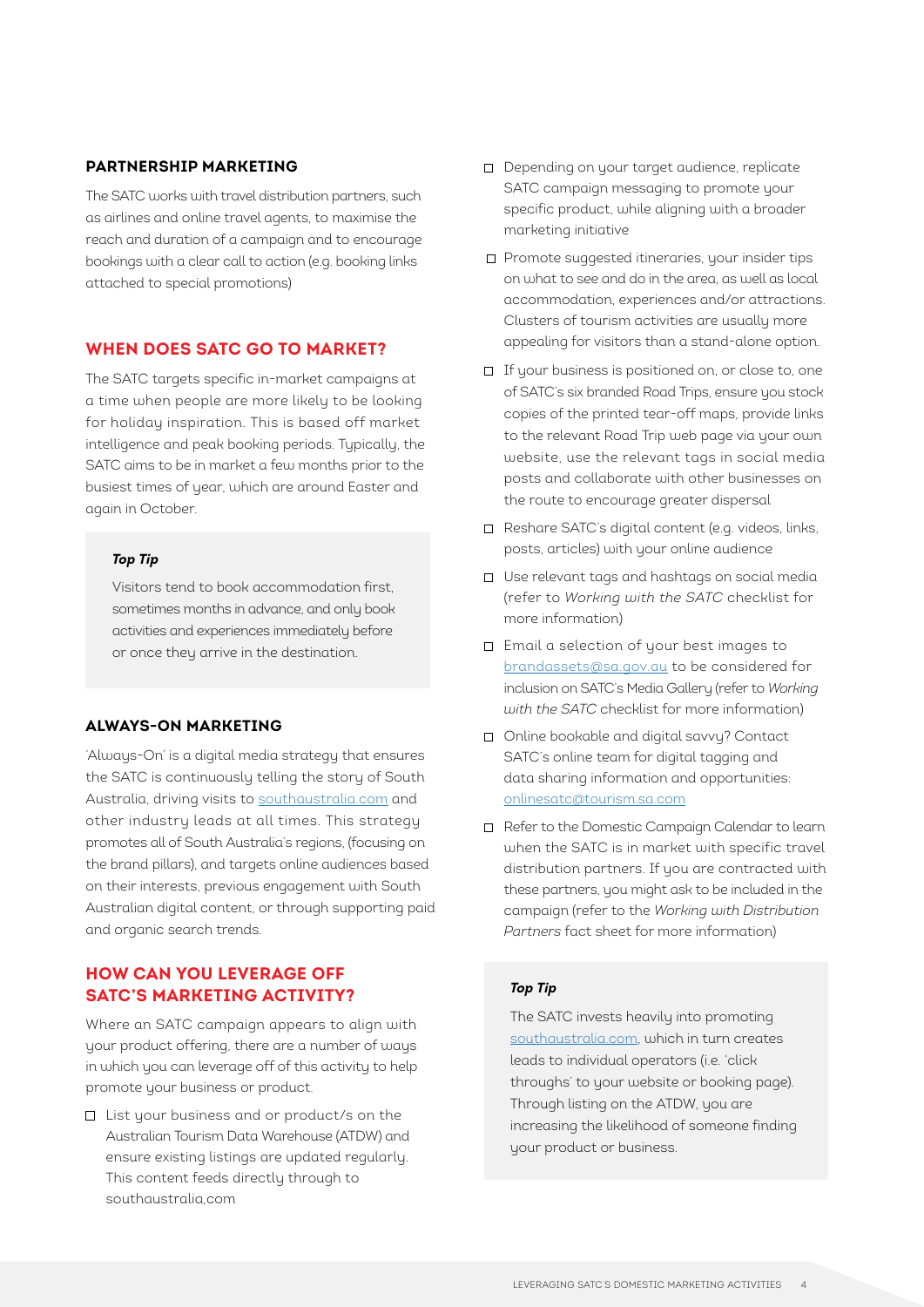### PARTNERSHIP MARKETING

The SATC works with travel distribution partners, such as airlines and online travel agents, to maximise the reach and duration of a campaign and to encourage bookings with a clear call to action (e.g. booking links attached to special promotions)

## WHEN DOES SATC GO TO MARKET?

The SATC targets specific in-market campaigns at a time when people are more likely to be looking for holiday inspiration. This is based off market intelligence and peak booking periods. Typically, the SATC aims to be in market a few months prior to the busiest times of year, which are around Easter and again in October.

> ***Top Tip***
>
> Visitors tend to book accommodation first, sometimes months in advance, and only book activities and experiences immediately before or once they arrive in the destination.

### ALWAYS-ON MARKETING

'Always-On' is a digital media strategy that ensures the SATC is continuously telling the story of South Australia, driving visits to southaustralia.com and other industry leads at all times. This strategy promotes all of South Australia's regions, (focusing on the brand pillars), and targets online audiences based on their interests, previous engagement with South Australian digital content, or through supporting paid and organic search trends.

## HOW CAN YOU LEVERAGE OFF SATC'S MARKETING ACTIVITY?

Where an SATC campaign appears to align with your product offering, there are a number of ways in which you can leverage off of this activity to help promote your business or product.

- [ ] List your business and or product/s on the Australian Tourism Data Warehouse (ATDW) and ensure existing listings are updated regularly. This content feeds directly through to southaustralia.com
- [ ] Depending on your target audience, replicate SATC campaign messaging to promote your specific product, while aligning with a broader marketing initiative
- [ ] Promote suggested itineraries, your insider tips on what to see and do in the area, as well as local accommodation, experiences and/or attractions. Clusters of tourism activities are usually more appealing for visitors than a stand-alone option.
- [ ] If your business is positioned on, or close to, one of SATC's six branded Road Trips, ensure you stock copies of the printed tear-off maps, provide links to the relevant Road Trip web page via your own website, use the relevant tags in social media posts and collaborate with other businesses on the route to encourage greater dispersal
- [ ] Reshare SATC's digital content (e.g. videos, links, posts, articles) with your online audience
- [ ] Use relevant tags and hashtags on social media (refer to *Working with the SATC* checklist for more information)
- [ ] Email a selection of your best images to brandassets@sa.gov.au to be considered for inclusion on SATC's Media Gallery (refer to *Working with the SATC* checklist for more information)
- [ ] Online bookable and digital savvy? Contact SATC's online team for digital tagging and data sharing information and opportunities: onlinesatc@tourism.sa.com
- [ ] Refer to the Domestic Campaign Calendar to learn when the SATC is in market with specific travel distribution partners. If you are contracted with these partners, you might ask to be included in the campaign (refer to the *Working with Distribution Partners* fact sheet for more information)

> ***Top Tip***
>
> The SATC invests heavily into promoting southaustralia.com, which in turn creates leads to individual operators (i.e. 'click throughs' to your website or booking page). Through listing on the ATDW, you are increasing the likelihood of someone finding your product or business.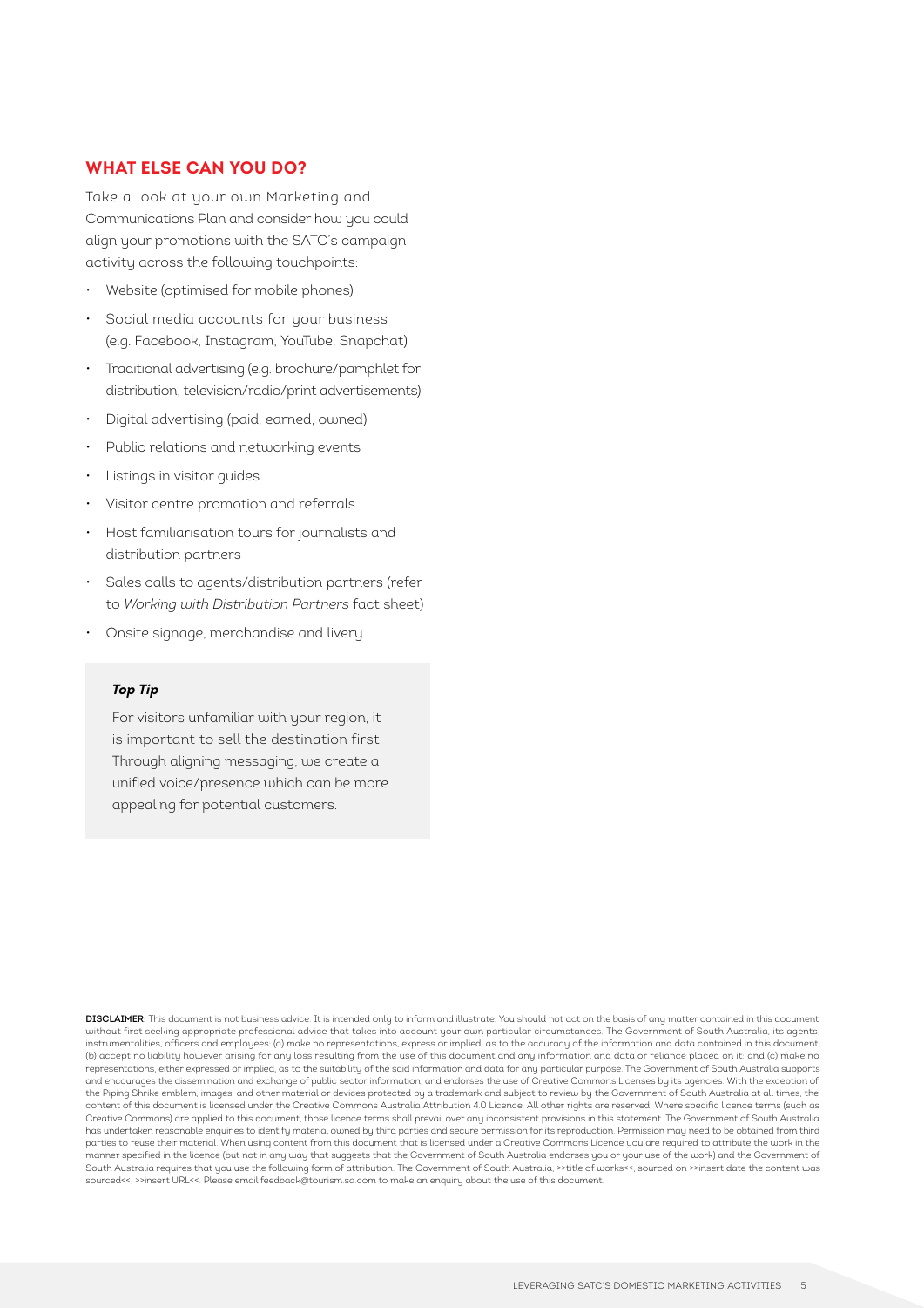## WHAT ELSE CAN YOU DO?

Take a look at your own Marketing and Communications Plan and consider how you could align your promotions with the SATC's campaign activity across the following touchpoints:

- Website (optimised for mobile phones)
- Social media accounts for your business (e.g. Facebook, Instagram, YouTube, Snapchat)
- Traditional advertising (e.g. brochure/pamphlet for distribution, television/radio/print advertisements)
- Digital advertising (paid, earned, owned)
- Public relations and networking events
- Listings in visitor guides
- Visitor centre promotion and referrals
- Host familiarisation tours for journalists and distribution partners
- Sales calls to agents/distribution partners (refer to *Working with Distribution Partners* fact sheet)
- Onsite signage, merchandise and livery

***Top Tip***

For visitors unfamiliar with your region, it is important to sell the destination first. Through aligning messaging, we create a unified voice/presence which can be more appealing for potential customers.

**DISCLAIMER:** This document is not business advice. It is intended only to inform and illustrate. You should not act on the basis of any matter contained in this document without first seeking appropriate professional advice that takes into account your own particular circumstances. The Government of South Australia, its agents, instrumentalities, officers and employees: (a) make no representations, express or implied, as to the accuracy of the information and data contained in this document; (b) accept no liability however arising for any loss resulting from the use of this document and any information and data or reliance placed on it; and (c) make no representations, either expressed or implied, as to the suitability of the said information and data for any particular purpose. The Government of South Australia supports and encourages the dissemination and exchange of public sector information, and endorses the use of Creative Commons Licenses by its agencies. With the exception of the Piping Shrike emblem, images, and other material or devices protected by a trademark and subject to review by the Government of South Australia at all times, the content of this document is licensed under the Creative Commons Australia Attribution 4.0 Licence. All other rights are reserved. Where specific licence terms (such as Creative Commons) are applied to this document, those licence terms shall prevail over any inconsistent provisions in this statement. The Government of South Australia has undertaken reasonable enquiries to identify material owned by third parties and secure permission for its reproduction. Permission may need to be obtained from third parties to reuse their material. When using content from this document that is licensed under a Creative Commons Licence you are required to attribute the work in the manner specified in the licence (but not in any way that suggests that the Government of South Australia endorses you or your use of the work) and the Government of South Australia requires that you use the following form of attribution. The Government of South Australia, >>title of works<<, sourced on >>insert date the content was sourced<<, >>insert URL<<. Please email feedback@tourism.sa.com to make an enquiry about the use of this document.